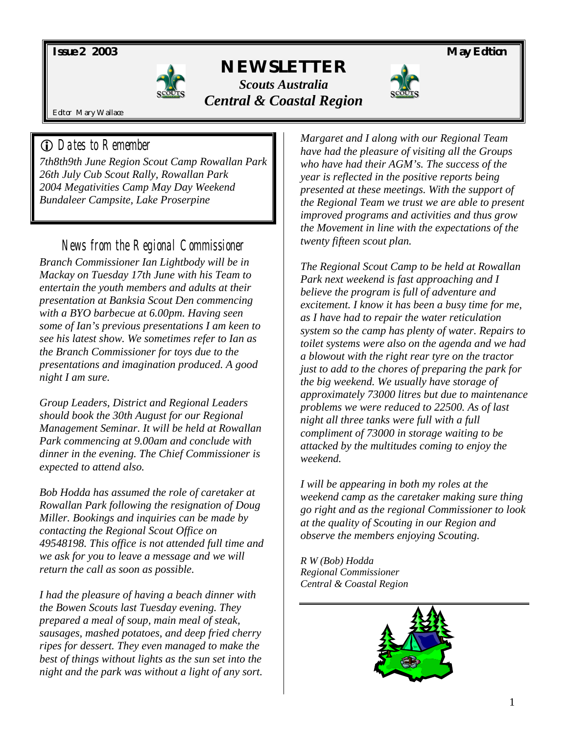**Issue 2 2003** **May Edtion**

# NEWSLETTER

***Scouts Australia***

***Central & Coastal Region***

Edtor Mary Wallace

## Dates to Remember

*7th8th9th June Region Scout Camp Rowallan Park*
*26th July Cub Scout Rally, Rowallan Park*
*2004 Megativities Camp May Day Weekend*
*Bundaleer Campsite, Lake Proserpine*

## News from the Regional Commissioner

*Branch Commissioner Ian Lightbody will be in Mackay on Tuesday 17th June with his Team to entertain the youth members and adults at their presentation at Banksia Scout Den commencing with a BYO barbecue at 6.00pm. Having seen some of Ian's previous presentations I am keen to see his latest show. We sometimes refer to Ian as the Branch Commissioner for toys due to the presentations and imagination produced. A good night I am sure.*

*Group Leaders, District and Regional Leaders should book the 30th August for our Regional Management Seminar. It will be held at Rowallan Park commencing at 9.00am and conclude with dinner in the evening. The Chief Commissioner is expected to attend also.*

*Bob Hodda has assumed the role of caretaker at Rowallan Park following the resignation of Doug Miller. Bookings and inquiries can be made by contacting the Regional Scout Office on 49548198. This office is not attended full time and we ask for you to leave a message and we will return the call as soon as possible.*

*I had the pleasure of having a beach dinner with the Bowen Scouts last Tuesday evening. They prepared a meal of soup, main meal of steak, sausages, mashed potatoes, and deep fried cherry ripes for dessert. They even managed to make the best of things without lights as the sun set into the night and the park was without a light of any sort.*

*Margaret and I along with our Regional Team have had the pleasure of visiting all the Groups who have had their AGM's. The success of the year is reflected in the positive reports being presented at these meetings. With the support of the Regional Team we trust we are able to present improved programs and activities and thus grow the Movement in line with the expectations of the twenty fifteen scout plan.*

*The Regional Scout Camp to be held at Rowallan Park next weekend is fast approaching and I believe the program is full of adventure and excitement. I know it has been a busy time for me, as I have had to repair the water reticulation system so the camp has plenty of water. Repairs to toilet systems were also on the agenda and we had a blowout with the right rear tyre on the tractor just to add to the chores of preparing the park for the big weekend. We usually have storage of approximately 73000 litres but due to maintenance problems we were reduced to 22500. As of last night all three tanks were full with a full compliment of 73000 in storage waiting to be attacked by the multitudes coming to enjoy the weekend.*

*I will be appearing in both my roles at the weekend camp as the caretaker making sure thing go right and as the regional Commissioner to look at the quality of Scouting in our Region and observe the members enjoying Scouting.*

*R W (Bob) Hodda*
*Regional Commissioner*
*Central & Coastal Region*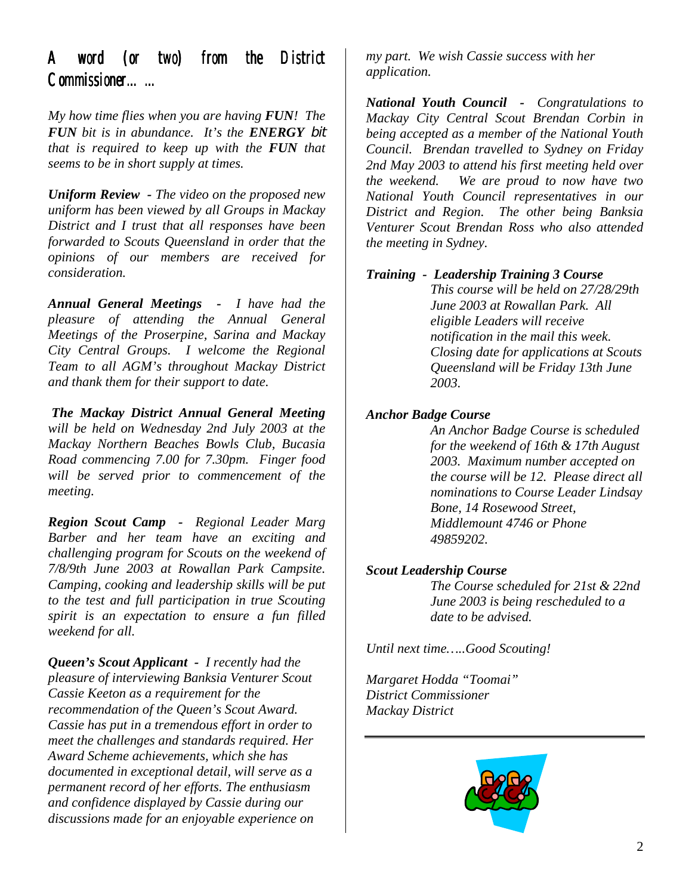## A word (or two) from the District Commissioner……

*My how time flies when you are having **FUN**! The **FUN** bit is in abundance. It's the **ENERGY** bit that is required to keep up with the **FUN** that seems to be in short supply at times.*

***Uniform Review** - The video on the proposed new uniform has been viewed by all Groups in Mackay District and I trust that all responses have been forwarded to Scouts Queensland in order that the opinions of our members are received for consideration.*

***Annual General Meetings** - I have had the pleasure of attending the Annual General Meetings of the Proserpine, Sarina and Mackay City Central Groups. I welcome the Regional Team to all AGM's throughout Mackay District and thank them for their support to date.*

***The Mackay District Annual General Meeting** will be held on Wednesday 2nd July 2003 at the Mackay Northern Beaches Bowls Club, Bucasia Road commencing 7.00 for 7.30pm. Finger food will be served prior to commencement of the meeting.*

***Region Scout Camp** - Regional Leader Marg Barber and her team have an exciting and challenging program for Scouts on the weekend of 7/8/9th June 2003 at Rowallan Park Campsite. Camping, cooking and leadership skills will be put to the test and full participation in true Scouting spirit is an expectation to ensure a fun filled weekend for all.*

***Queen's Scout Applicant** - I recently had the pleasure of interviewing Banksia Venturer Scout Cassie Keeton as a requirement for the recommendation of the Queen's Scout Award. Cassie has put in a tremendous effort in order to meet the challenges and standards required. Her Award Scheme achievements, which she has documented in exceptional detail, will serve as a permanent record of her efforts. The enthusiasm and confidence displayed by Cassie during our discussions made for an enjoyable experience on my part. We wish Cassie success with her application.*

***National Youth Council** - Congratulations to Mackay City Central Scout Brendan Corbin in being accepted as a member of the National Youth Council. Brendan travelled to Sydney on Friday 2nd May 2003 to attend his first meeting held over the weekend. We are proud to now have two National Youth Council representatives in our District and Region. The other being Banksia Venturer Scout Brendan Ross who also attended the meeting in Sydney.*

***Training - Leadership Training 3 Course***

*This course will be held on 27/28/29th June 2003 at Rowallan Park. All eligible Leaders will receive notification in the mail this week. Closing date for applications at Scouts Queensland will be Friday 13th June 2003.*

***Anchor Badge Course***

*An Anchor Badge Course is scheduled for the weekend of 16th & 17th August 2003. Maximum number accepted on the course will be 12. Please direct all nominations to Course Leader Lindsay Bone, 14 Rosewood Street, Middlemount 4746 or Phone 49859202.*

***Scout Leadership Course***

*The Course scheduled for 21st & 22nd June 2003 is being rescheduled to a date to be advised.*

*Until next time…..Good Scouting!*

*Margaret Hodda "Toomai"*
*District Commissioner*
*Mackay District*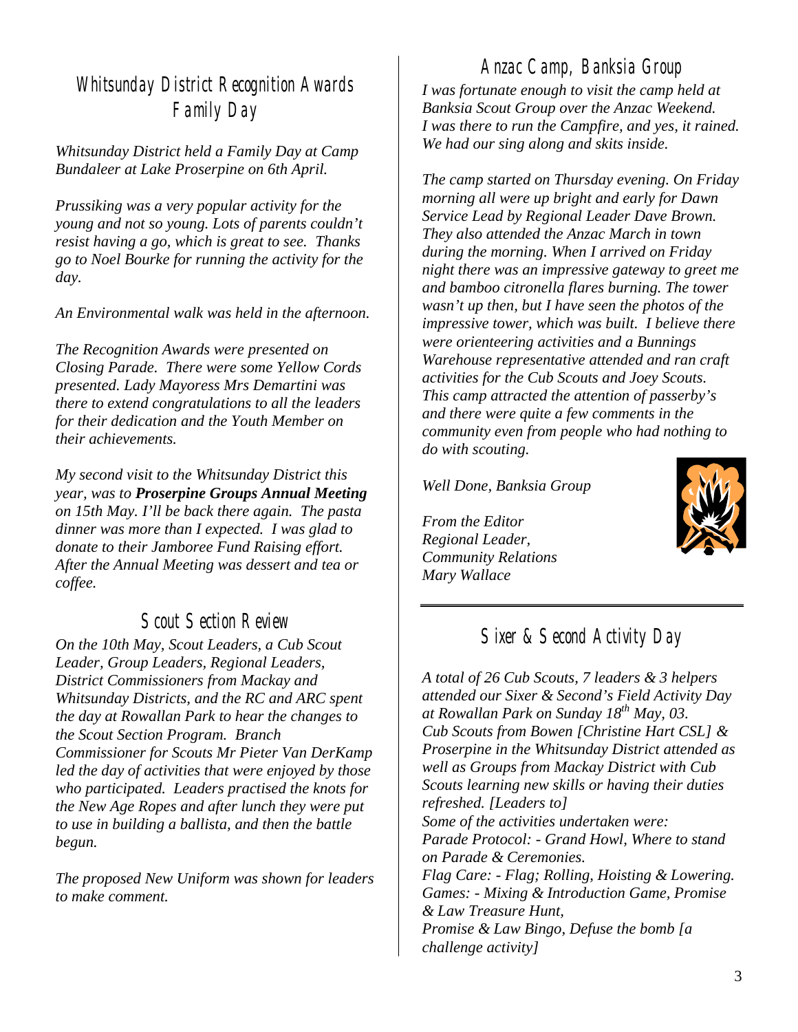## Whitsunday District Recognition Awards Family Day

*Whitsunday District held a Family Day at Camp Bundaleer at Lake Proserpine on 6th April.*

*Prussiking was a very popular activity for the young and not so young. Lots of parents couldn't resist having a go, which is great to see. Thanks go to Noel Bourke for running the activity for the day.*

*An Environmental walk was held in the afternoon.*

*The Recognition Awards were presented on Closing Parade. There were some Yellow Cords presented. Lady Mayoress Mrs Demartini was there to extend congratulations to all the leaders for their dedication and the Youth Member on their achievements.*

*My second visit to the Whitsunday District this year, was to* ***Proserpine Groups Annual Meeting*** *on 15th May. I'll be back there again. The pasta dinner was more than I expected. I was glad to donate to their Jamboree Fund Raising effort. After the Annual Meeting was dessert and tea or coffee.*

## Scout Section Review

*On the 10th May, Scout Leaders, a Cub Scout Leader, Group Leaders, Regional Leaders, District Commissioners from Mackay and Whitsunday Districts, and the RC and ARC spent the day at Rowallan Park to hear the changes to the Scout Section Program. Branch Commissioner for Scouts Mr Pieter Van DerKamp led the day of activities that were enjoyed by those who participated. Leaders practised the knots for the New Age Ropes and after lunch they were put to use in building a ballista, and then the battle begun.*

*The proposed New Uniform was shown for leaders to make comment.*

## Anzac Camp, Banksia Group

*I was fortunate enough to visit the camp held at Banksia Scout Group over the Anzac Weekend. I was there to run the Campfire, and yes, it rained. We had our sing along and skits inside.*

*The camp started on Thursday evening. On Friday morning all were up bright and early for Dawn Service Lead by Regional Leader Dave Brown. They also attended the Anzac March in town during the morning. When I arrived on Friday night there was an impressive gateway to greet me and bamboo citronella flares burning. The tower wasn't up then, but I have seen the photos of the impressive tower, which was built. I believe there were orienteering activities and a Bunnings Warehouse representative attended and ran craft activities for the Cub Scouts and Joey Scouts. This camp attracted the attention of passerby's and there were quite a few comments in the community even from people who had nothing to do with scouting.*

*Well Done, Banksia Group*

*From the Editor*
*Regional Leader,*
*Community Relations*
*Mary Wallace*

---

## Sixer & Second Activity Day

*A total of 26 Cub Scouts, 7 leaders & 3 helpers attended our Sixer & Second's Field Activity Day at Rowallan Park on Sunday 18th May, 03.*
*Cub Scouts from Bowen [Christine Hart CSL] & Proserpine in the Whitsunday District attended as well as Groups from Mackay District with Cub Scouts learning new skills or having their duties refreshed. [Leaders to]*
*Some of the activities undertaken were:*
*Parade Protocol: - Grand Howl, Where to stand on Parade & Ceremonies.*
*Flag Care: - Flag; Rolling, Hoisting & Lowering.*
*Games: - Mixing & Introduction Game, Promise & Law Treasure Hunt,*
*Promise & Law Bingo, Defuse the bomb [a challenge activity]*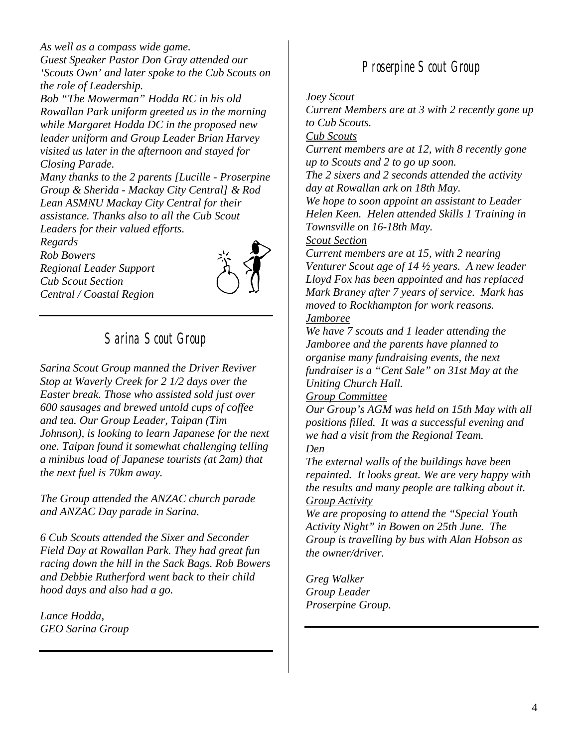*As well as a compass wide game.*
*Guest Speaker Pastor Don Gray attended our 'Scouts Own' and later spoke to the Cub Scouts on the role of Leadership.*
*Bob "The Mowerman" Hodda RC in his old Rowallan Park uniform greeted us in the morning while Margaret Hodda DC in the proposed new leader uniform and Group Leader Brian Harvey visited us later in the afternoon and stayed for Closing Parade.*
*Many thanks to the 2 parents [Lucille - Proserpine Group & Sherida - Mackay City Central] & Rod Lean ASMNU Mackay City Central for their assistance. Thanks also to all the Cub Scout Leaders for their valued efforts.*
*Regards*
*Rob Bowers*
*Regional Leader Support*
*Cub Scout Section*
*Central / Coastal Region*

## Sarina Scout Group

*Sarina Scout Group manned the Driver Reviver Stop at Waverly Creek for 2 1/2 days over the Easter break. Those who assisted sold just over 600 sausages and brewed untold cups of coffee and tea. Our Group Leader, Taipan (Tim Johnson), is looking to learn Japanese for the next one. Taipan found it somewhat challenging telling a minibus load of Japanese tourists (at 2am) that the next fuel is 70km away.*

*The Group attended the ANZAC church parade and ANZAC Day parade in Sarina.*

*6 Cub Scouts attended the Sixer and Seconder Field Day at Rowallan Park. They had great fun racing down the hill in the Sack Bags. Rob Bowers and Debbie Rutherford went back to their child hood days and also had a go.*

*Lance Hodda,*
*GEO Sarina Group*

## Proserpine Scout Group

*Joey Scout*
*Current Members are at 3 with 2 recently gone up to Cub Scouts.*
*Cub Scouts*
*Current members are at 12, with 8 recently gone up to Scouts and 2 to go up soon.*
*The 2 sixers and 2 seconds attended the activity day at Rowallan ark on 18th May.*
*We hope to soon appoint an assistant to Leader Helen Keen. Helen attended Skills 1 Training in Townsville on 16-18th May.*
*Scout Section*
*Current members are at 15, with 2 nearing Venturer Scout age of 14 ½ years. A new leader Lloyd Fox has been appointed and has replaced Mark Braney after 7 years of service. Mark has moved to Rockhampton for work reasons.*
*Jamboree*
*We have 7 scouts and 1 leader attending the Jamboree and the parents have planned to organise many fundraising events, the next fundraiser is a "Cent Sale" on 31st May at the Uniting Church Hall.*
*Group Committee*
*Our Group's AGM was held on 15th May with all positions filled. It was a successful evening and we had a visit from the Regional Team.*
*Den*
*The external walls of the buildings have been repainted. It looks great. We are very happy with the results and many people are talking about it.*
*Group Activity*
*We are proposing to attend the "Special Youth Activity Night" in Bowen on 25th June. The Group is travelling by bus with Alan Hobson as the owner/driver.*

*Greg Walker*
*Group Leader*
*Proserpine Group.*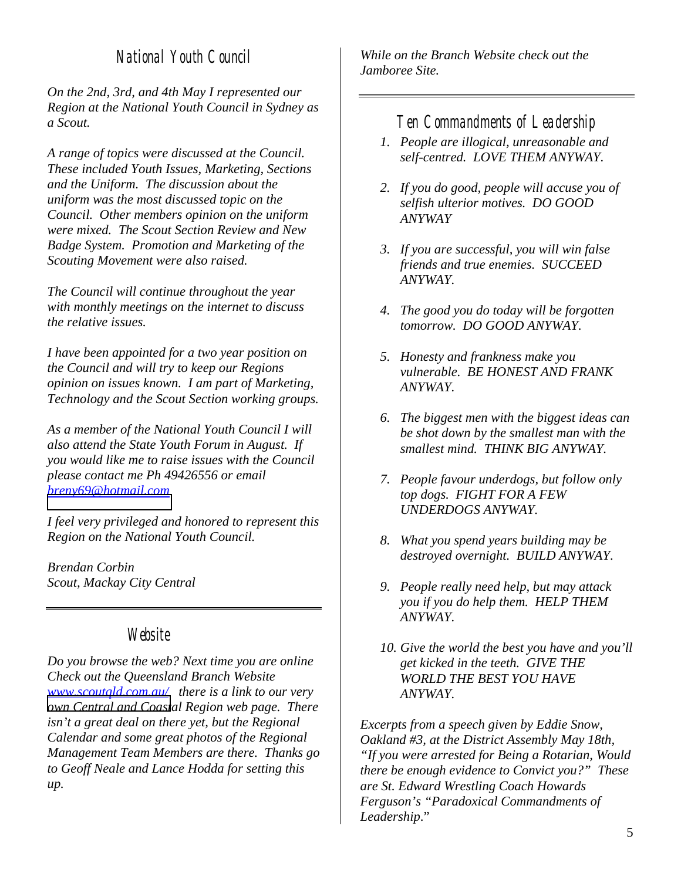## National Youth Council

*On the 2nd, 3rd, and 4th May I represented our Region at the National Youth Council in Sydney as a Scout.*

*A range of topics were discussed at the Council. These included Youth Issues, Marketing, Sections and the Uniform. The discussion about the uniform was the most discussed topic on the Council. Other members opinion on the uniform were mixed. The Scout Section Review and New Badge System. Promotion and Marketing of the Scouting Movement were also raised.*

*The Council will continue throughout the year with monthly meetings on the internet to discuss the relative issues.*

*I have been appointed for a two year position on the Council and will try to keep our Regions opinion on issues known. I am part of Marketing, Technology and the Scout Section working groups.*

*As a member of the National Youth Council I will also attend the State Youth Forum in August. If you would like me to raise issues with the Council please contact me Ph 49426556 or email breny69@hotmail.com*

*I feel very privileged and honored to represent this Region on the National Youth Council.*

*Brendan Corbin*
*Scout, Mackay City Central*

## Website

*Do you browse the web? Next time you are online Check out the Queensland Branch Website www.scoutqld.com.au/ there is a link to our very own Central and Coastal Region web page. There isn't a great deal on there yet, but the Regional Calendar and some great photos of the Regional Management Team Members are there. Thanks go to Geoff Neale and Lance Hodda for setting this up.*

*While on the Branch Website check out the Jamboree Site.*

## Ten Commandments of Leadership

1. *People are illogical, unreasonable and self-centred. LOVE THEM ANYWAY.*
2. *If you do good, people will accuse you of selfish ulterior motives. DO GOOD ANYWAY*
3. *If you are successful, you will win false friends and true enemies. SUCCEED ANYWAY.*
4. *The good you do today will be forgotten tomorrow. DO GOOD ANYWAY.*
5. *Honesty and frankness make you vulnerable. BE HONEST AND FRANK ANYWAY.*
6. *The biggest men with the biggest ideas can be shot down by the smallest man with the smallest mind. THINK BIG ANYWAY.*
7. *People favour underdogs, but follow only top dogs. FIGHT FOR A FEW UNDERDOGS ANYWAY.*
8. *What you spend years building may be destroyed overnight. BUILD ANYWAY.*
9. *People really need help, but may attack you if you do help them. HELP THEM ANYWAY.*
10. *Give the world the best you have and you'll get kicked in the teeth. GIVE THE WORLD THE BEST YOU HAVE ANYWAY.*

*Excerpts from a speech given by Eddie Snow, Oakland #3, at the District Assembly May 18th, "If you were arrested for Being a Rotarian, Would there be enough evidence to Convict you?" These are St. Edward Wrestling Coach Howards Ferguson's "Paradoxical Commandments of Leadership."*